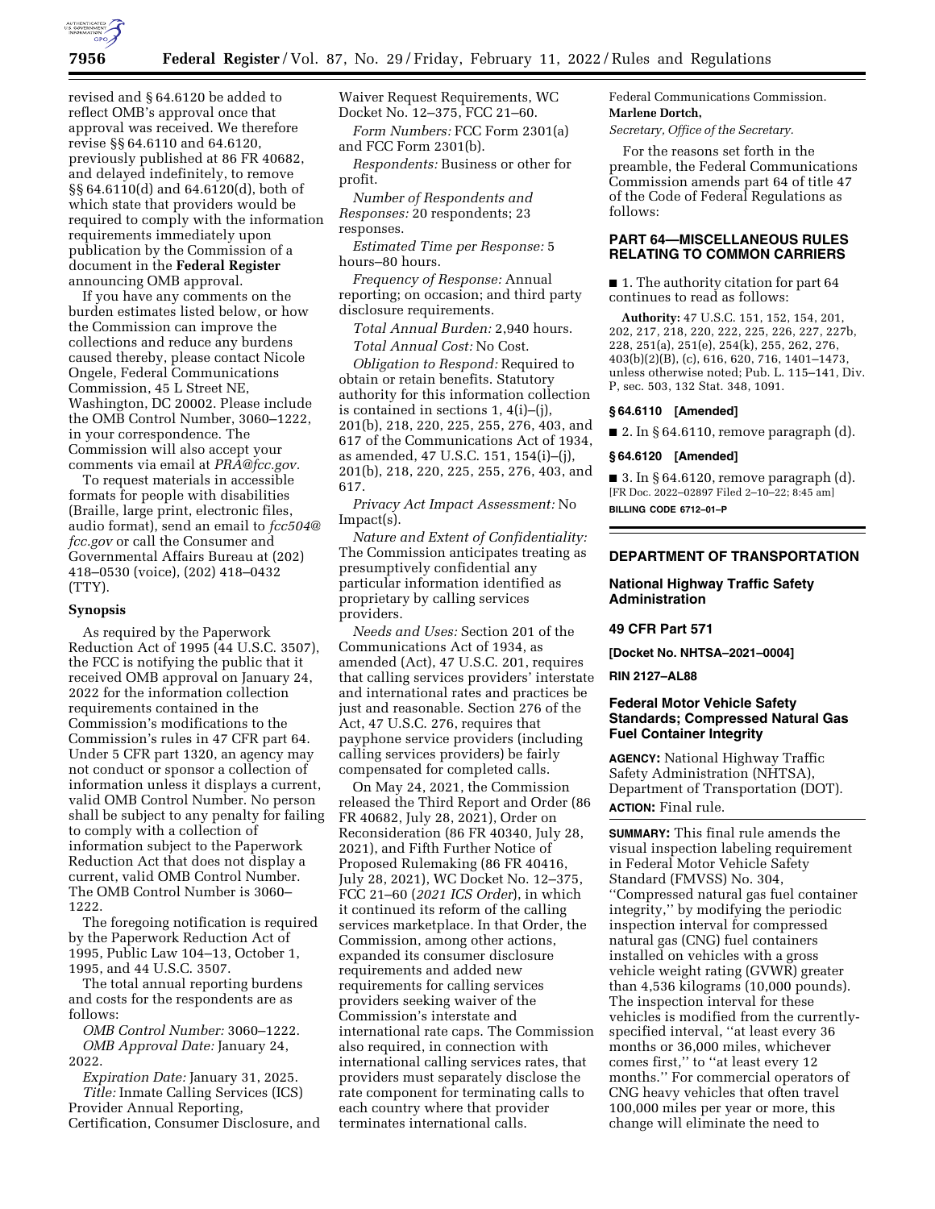revised and § 64.6120 be added to reflect OMB's approval once that approval was received. We therefore revise §§ 64.6110 and 64.6120, previously published at 86 FR 40682, and delayed indefinitely, to remove §§ 64.6110(d) and 64.6120(d), both of which state that providers would be required to comply with the information requirements immediately upon publication by the Commission of a document in the **Federal Register** announcing OMB approval.

If you have any comments on the burden estimates listed below, or how the Commission can improve the collections and reduce any burdens caused thereby, please contact Nicole Ongele, Federal Communications Commission, 45 L Street NE, Washington, DC 20002. Please include the OMB Control Number, 3060–1222, in your correspondence. The Commission will also accept your comments via email at *PRA@fcc.gov*.

To request materials in accessible formats for people with disabilities (Braille, large print, electronic files, audio format), send an email to *fcc504@fcc.gov* or call the Consumer and Governmental Affairs Bureau at (202) 418–0530 (voice), (202) 418–0432 (TTY).

### Synopsis

As required by the Paperwork Reduction Act of 1995 (44 U.S.C. 3507), the FCC is notifying the public that it received OMB approval on January 24, 2022 for the information collection requirements contained in the Commission's modifications to the Commission's rules in 47 CFR part 64. Under 5 CFR part 1320, an agency may not conduct or sponsor a collection of information unless it displays a current, valid OMB Control Number. No person shall be subject to any penalty for failing to comply with a collection of information subject to the Paperwork Reduction Act that does not display a current, valid OMB Control Number. The OMB Control Number is 3060–1222.

The foregoing notification is required by the Paperwork Reduction Act of 1995, Public Law 104–13, October 1, 1995, and 44 U.S.C. 3507.

The total annual reporting burdens and costs for the respondents are as follows:

*OMB Control Number:* 3060–1222.

*OMB Approval Date:* January 24, 2022.

*Expiration Date:* January 31, 2025.

*Title:* Inmate Calling Services (ICS) Provider Annual Reporting, Certification, Consumer Disclosure, and Waiver Request Requirements, WC Docket No. 12–375, FCC 21–60.

*Form Numbers:* FCC Form 2301(a) and FCC Form 2301(b).

*Respondents:* Business or other for profit.

*Number of Respondents and Responses:* 20 respondents; 23 responses.

*Estimated Time per Response:* 5 hours–80 hours.

*Frequency of Response:* Annual reporting; on occasion; and third party disclosure requirements.

*Total Annual Burden:* 2,940 hours.

*Total Annual Cost:* No Cost.

*Obligation to Respond:* Required to obtain or retain benefits. Statutory authority for this information collection is contained in sections 1, 4(i)–(j), 201(b), 218, 220, 225, 255, 276, 403, and 617 of the Communications Act of 1934, as amended, 47 U.S.C. 151, 154(i)–(j), 201(b), 218, 220, 225, 255, 276, 403, and 617.

*Privacy Act Impact Assessment:* No Impact(s).

*Nature and Extent of Confidentiality:* The Commission anticipates treating as presumptively confidential any particular information identified as proprietary by calling services providers.

*Needs and Uses:* Section 201 of the Communications Act of 1934, as amended (Act), 47 U.S.C. 201, requires that calling services providers' interstate and international rates and practices be just and reasonable. Section 276 of the Act, 47 U.S.C. 276, requires that payphone service providers (including calling services providers) be fairly compensated for completed calls.

On May 24, 2021, the Commission released the Third Report and Order (86 FR 40682, July 28, 2021), Order on Reconsideration (86 FR 40340, July 28, 2021), and Fifth Further Notice of Proposed Rulemaking (86 FR 40416, July 28, 2021), WC Docket No. 12–375, FCC 21–60 (*2021 ICS Order*), in which it continued its reform of the calling services marketplace. In that Order, the Commission, among other actions, expanded its consumer disclosure requirements and added new requirements for calling services providers seeking waiver of the Commission's interstate and international rate caps. The Commission also required, in connection with international calling services rates, that providers must separately disclose the rate component for terminating calls to each country where that provider terminates international calls.

Federal Communications Commission.

**Marlene Dortch,**

*Secretary, Office of the Secretary.*

For the reasons set forth in the preamble, the Federal Communications Commission amends part 64 of title 47 of the Code of Federal Regulations as follows:

## PART 64—MISCELLANEOUS RULES RELATING TO COMMON CARRIERS

■ 1. The authority citation for part 64 continues to read as follows:

**Authority:** 47 U.S.C. 151, 152, 154, 201, 202, 217, 218, 220, 222, 225, 226, 227, 227b, 228, 251(a), 251(e), 254(k), 255, 262, 276, 403(b)(2)(B), (c), 616, 620, 716, 1401–1473, unless otherwise noted; Pub. L. 115–141, Div. P, sec. 503, 132 Stat. 348, 1091.

### § 64.6110 [Amended]

■ 2. In § 64.6110, remove paragraph (d).

### § 64.6120 [Amended]

■ 3. In § 64.6120, remove paragraph (d).

[FR Doc. 2022–02897 Filed 2–10–22; 8:45 am]

**BILLING CODE 6712–01–P**

## DEPARTMENT OF TRANSPORTATION

### National Highway Traffic Safety Administration

**49 CFR Part 571**

**[Docket No. NHTSA–2021–0004]**

**RIN 2127–AL88**

### Federal Motor Vehicle Safety Standards; Compressed Natural Gas Fuel Container Integrity

**AGENCY:** National Highway Traffic Safety Administration (NHTSA), Department of Transportation (DOT).

**ACTION:** Final rule.

**SUMMARY:** This final rule amends the visual inspection labeling requirement in Federal Motor Vehicle Safety Standard (FMVSS) No. 304, "Compressed natural gas fuel container integrity," by modifying the periodic inspection interval for compressed natural gas (CNG) fuel containers installed on vehicles with a gross vehicle weight rating (GVWR) greater than 4,536 kilograms (10,000 pounds). The inspection interval for these vehicles is modified from the currently-specified interval, "at least every 36 months or 36,000 miles, whichever comes first," to "at least every 12 months." For commercial operators of CNG heavy vehicles that often travel 100,000 miles per year or more, this change will eliminate the need to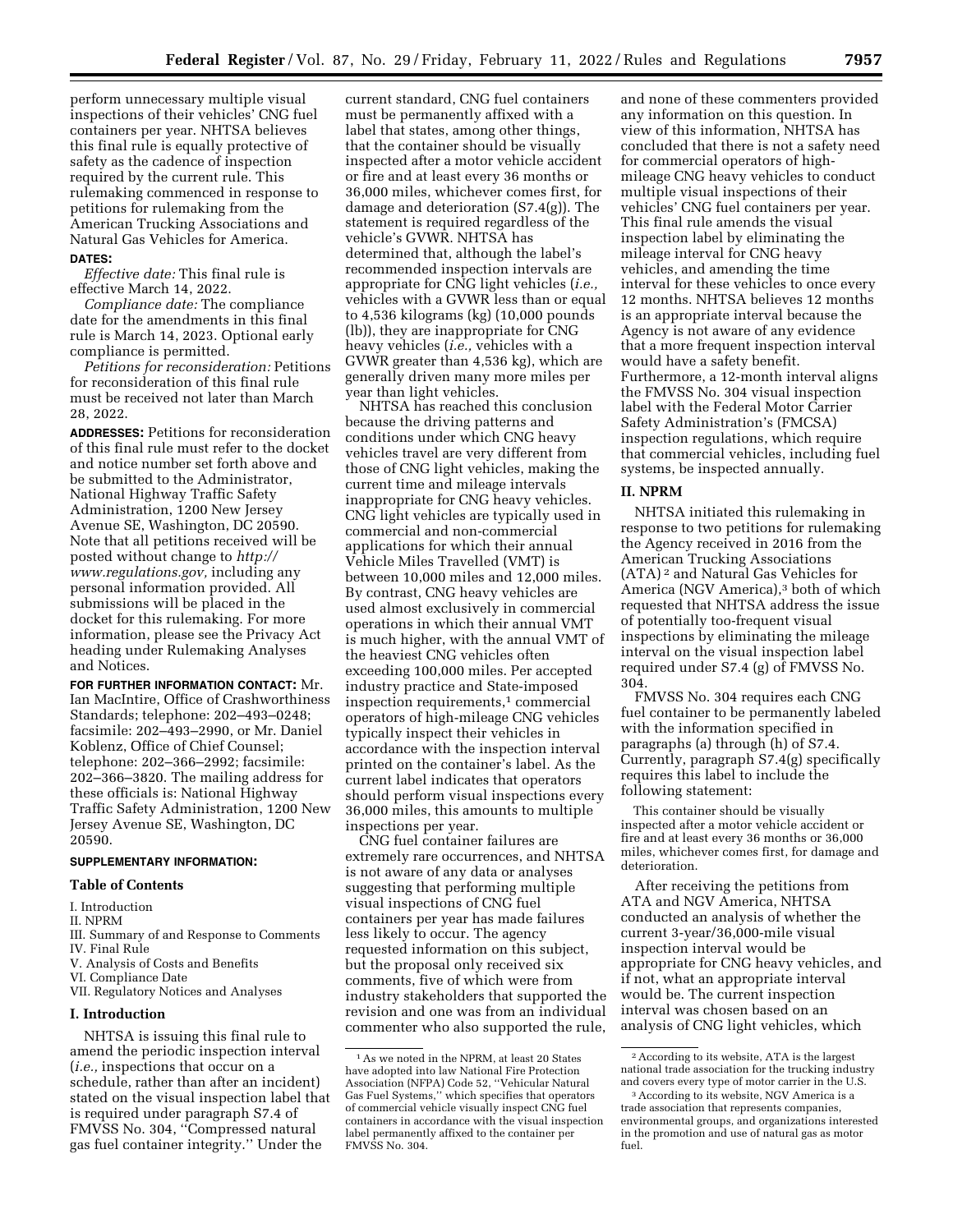perform unnecessary multiple visual inspections of their vehicles' CNG fuel containers per year. NHTSA believes this final rule is equally protective of safety as the cadence of inspection required by the current rule. This rulemaking commenced in response to petitions for rulemaking from the American Trucking Associations and Natural Gas Vehicles for America.

**DATES:**

*Effective date:* This final rule is effective March 14, 2022.

*Compliance date:* The compliance date for the amendments in this final rule is March 14, 2023. Optional early compliance is permitted.

*Petitions for reconsideration:* Petitions for reconsideration of this final rule must be received not later than March 28, 2022.

**ADDRESSES:** Petitions for reconsideration of this final rule must refer to the docket and notice number set forth above and be submitted to the Administrator, National Highway Traffic Safety Administration, 1200 New Jersey Avenue SE, Washington, DC 20590. Note that all petitions received will be posted without change to *http://www.regulations.gov,* including any personal information provided. All submissions will be placed in the docket for this rulemaking. For more information, please see the Privacy Act heading under Rulemaking Analyses and Notices.

**FOR FURTHER INFORMATION CONTACT:** Mr. Ian MacIntire, Office of Crashworthiness Standards; telephone: 202–493–0248; facsimile: 202–493–2990, or Mr. Daniel Koblenz, Office of Chief Counsel; telephone: 202–366–2992; facsimile: 202–366–3820. The mailing address for these officials is: National Highway Traffic Safety Administration, 1200 New Jersey Avenue SE, Washington, DC 20590.

**SUPPLEMENTARY INFORMATION:**

**Table of Contents**

I. Introduction
II. NPRM
III. Summary of and Response to Comments
IV. Final Rule
V. Analysis of Costs and Benefits
VI. Compliance Date
VII. Regulatory Notices and Analyses

## I. Introduction

NHTSA is issuing this final rule to amend the periodic inspection interval (*i.e.,* inspections that occur on a schedule, rather than after an incident) stated on the visual inspection label that is required under paragraph S7.4 of FMVSS No. 304, "Compressed natural gas fuel container integrity." Under the current standard, CNG fuel containers must be permanently affixed with a label that states, among other things, that the container should be visually inspected after a motor vehicle accident or fire and at least every 36 months or 36,000 miles, whichever comes first, for damage and deterioration (S7.4(g)). The statement is required regardless of the vehicle's GVWR. NHTSA has determined that, although the label's recommended inspection intervals are appropriate for CNG light vehicles (*i.e.,* vehicles with a GVWR less than or equal to 4,536 kilograms (kg) (10,000 pounds (lb)), they are inappropriate for CNG heavy vehicles (*i.e.,* vehicles with a GVWR greater than 4,536 kg), which are generally driven many more miles per year than light vehicles.

NHTSA has reached this conclusion because the driving patterns and conditions under which CNG heavy vehicles travel are very different from those of CNG light vehicles, making the current time and mileage intervals inappropriate for CNG heavy vehicles. CNG light vehicles are typically used in commercial and non-commercial applications for which their annual Vehicle Miles Travelled (VMT) is between 10,000 miles and 12,000 miles. By contrast, CNG heavy vehicles are used almost exclusively in commercial operations in which their annual VMT is much higher, with the annual VMT of the heaviest CNG vehicles often exceeding 100,000 miles. Per accepted industry practice and State-imposed inspection requirements,[1] commercial operators of high-mileage CNG vehicles typically inspect their vehicles in accordance with the inspection interval printed on the container's label. As the current label indicates that operators should perform visual inspections every 36,000 miles, this amounts to multiple inspections per year.

CNG fuel container failures are extremely rare occurrences, and NHTSA is not aware of any data or analyses suggesting that performing multiple visual inspections of CNG fuel containers per year has made failures less likely to occur. The agency requested information on this subject, but the proposal only received six comments, five of which were from industry stakeholders that supported the revision and one was from an individual commenter who also supported the rule, and none of these commenters provided any information on this question. In view of this information, NHTSA has concluded that there is not a safety need for commercial operators of high-mileage CNG heavy vehicles to conduct multiple visual inspections of their vehicles' CNG fuel containers per year. This final rule amends the visual inspection label by eliminating the mileage interval for CNG heavy vehicles, and amending the time interval for these vehicles to once every 12 months. NHTSA believes 12 months is an appropriate interval because the Agency is not aware of any evidence that a more frequent inspection interval would have a safety benefit. Furthermore, a 12-month interval aligns the FMVSS No. 304 visual inspection label with the Federal Motor Carrier Safety Administration's (FMCSA) inspection regulations, which require that commercial vehicles, including fuel systems, be inspected annually.

## II. NPRM

NHTSA initiated this rulemaking in response to two petitions for rulemaking the Agency received in 2016 from the American Trucking Associations (ATA)[2] and Natural Gas Vehicles for America (NGV America),[3] both of which requested that NHTSA address the issue of potentially too-frequent visual inspections by eliminating the mileage interval on the visual inspection label required under S7.4 (g) of FMVSS No. 304.

FMVSS No. 304 requires each CNG fuel container to be permanently labeled with the information specified in paragraphs (a) through (h) of S7.4. Currently, paragraph S7.4(g) specifically requires this label to include the following statement:

> This container should be visually inspected after a motor vehicle accident or fire and at least every 36 months or 36,000 miles, whichever comes first, for damage and deterioration.

After receiving the petitions from ATA and NGV America, NHTSA conducted an analysis of whether the current 3-year/36,000-mile visual inspection interval would be appropriate for CNG heavy vehicles, and if not, what an appropriate interval would be. The current inspection interval was chosen based on an analysis of CNG light vehicles, which

---

[1] As we noted in the NPRM, at least 20 States have adopted into law National Fire Protection Association (NFPA) Code 52, "Vehicular Natural Gas Fuel Systems," which specifies that operators of commercial vehicle visually inspect CNG fuel containers in accordance with the visual inspection label permanently affixed to the container per FMVSS No. 304.

[2] According to its website, ATA is the largest national trade association for the trucking industry and covers every type of motor carrier in the U.S.

[3] According to its website, NGV America is a trade association that represents companies, environmental groups, and organizations interested in the promotion and use of natural gas as motor fuel.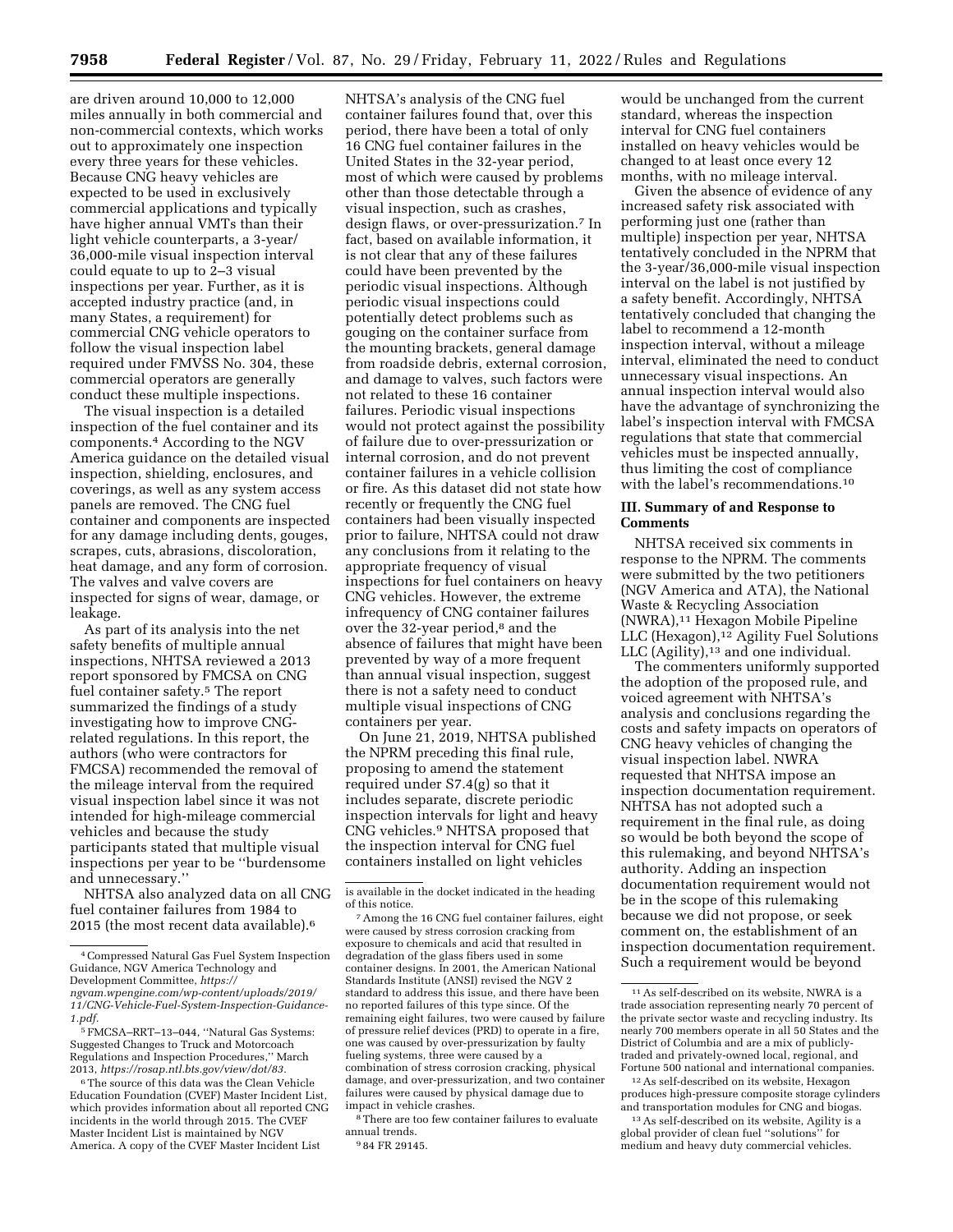are driven around 10,000 to 12,000 miles annually in both commercial and non-commercial contexts, which works out to approximately one inspection every three years for these vehicles. Because CNG heavy vehicles are expected to be used in exclusively commercial applications and typically have higher annual VMTs than their light vehicle counterparts, a 3-year/36,000-mile visual inspection interval could equate to up to 2–3 visual inspections per year. Further, as it is accepted industry practice (and, in many States, a requirement) for commercial CNG vehicle operators to follow the visual inspection label required under FMVSS No. 304, these commercial operators are generally conduct these multiple inspections.

The visual inspection is a detailed inspection of the fuel container and its components.[4] According to the NGV America guidance on the detailed visual inspection, shielding, enclosures, and coverings, as well as any system access panels are removed. The CNG fuel container and components are inspected for any damage including dents, gouges, scrapes, cuts, abrasions, discoloration, heat damage, and any form of corrosion. The valves and valve covers are inspected for signs of wear, damage, or leakage.

As part of its analysis into the net safety benefits of multiple annual inspections, NHTSA reviewed a 2013 report sponsored by FMCSA on CNG fuel container safety.[5] The report summarized the findings of a study investigating how to improve CNG-related regulations. In this report, the authors (who were contractors for FMCSA) recommended the removal of the mileage interval from the required visual inspection label since it was not intended for high-mileage commercial vehicles and because the study participants stated that multiple visual inspections per year to be ''burdensome and unnecessary.''

NHTSA also analyzed data on all CNG fuel container failures from 1984 to 2015 (the most recent data available).[6] NHTSA's analysis of the CNG fuel container failures found that, over this period, there have been a total of only 16 CNG fuel container failures in the United States in the 32-year period, most of which were caused by problems other than those detectable through a visual inspection, such as crashes, design flaws, or over-pressurization.[7] In fact, based on available information, it is not clear that any of these failures could have been prevented by the periodic visual inspections. Although periodic visual inspections could potentially detect problems such as gouging on the container surface from the mounting brackets, general damage from roadside debris, external corrosion, and damage to valves, such factors were not related to these 16 container failures. Periodic visual inspections would not protect against the possibility of failure due to over-pressurization or internal corrosion, and do not prevent container failures in a vehicle collision or fire. As this dataset did not state how recently or frequently the CNG fuel containers had been visually inspected prior to failure, NHTSA could not draw any conclusions from it relating to the appropriate frequency of visual inspections for fuel containers on heavy CNG vehicles. However, the extreme infrequency of CNG container failures over the 32-year period,[8] and the absence of failures that might have been prevented by way of a more frequent than annual visual inspection, suggest there is not a safety need to conduct multiple visual inspections of CNG containers per year.

On June 21, 2019, NHTSA published the NPRM preceding this final rule, proposing to amend the statement required under S7.4(g) so that it includes separate, discrete periodic inspection intervals for light and heavy CNG vehicles.[9] NHTSA proposed that the inspection interval for CNG fuel containers installed on light vehicles would be unchanged from the current standard, whereas the inspection interval for CNG fuel containers installed on heavy vehicles would be changed to at least once every 12 months, with no mileage interval.

Given the absence of evidence of any increased safety risk associated with performing just one (rather than multiple) inspection per year, NHTSA tentatively concluded in the NPRM that the 3-year/36,000-mile visual inspection interval on the label is not justified by a safety benefit. Accordingly, NHTSA tentatively concluded that changing the label to recommend a 12-month inspection interval, without a mileage interval, eliminated the need to conduct unnecessary visual inspections. An annual inspection interval would also have the advantage of synchronizing the label's inspection interval with FMCSA regulations that state that commercial vehicles must be inspected annually, thus limiting the cost of compliance with the label's recommendations.[10]

## III. Summary of and Response to Comments

NHTSA received six comments in response to the NPRM. The comments were submitted by the two petitioners (NGV America and ATA), the National Waste & Recycling Association (NWRA),[11] Hexagon Mobile Pipeline LLC (Hexagon),[12] Agility Fuel Solutions LLC (Agility),[13] and one individual.

The commenters uniformly supported the adoption of the proposed rule, and voiced agreement with NHTSA's analysis and conclusions regarding the costs and safety impacts on operators of CNG heavy vehicles of changing the visual inspection label. NWRA requested that NHTSA impose an inspection documentation requirement. NHTSA has not adopted such a requirement in the final rule, as doing so would be both beyond the scope of this rulemaking, and beyond NHTSA's authority. Adding an inspection documentation requirement would not be in the scope of this rulemaking because we did not propose, or seek comment on, the establishment of an inspection documentation requirement. Such a requirement would be beyond

---

[4] Compressed Natural Gas Fuel System Inspection Guidance, NGV America Technology and Development Committee, *https://ngvam.wpengine.com/wp-content/uploads/2019/11/CNG-Vehicle-Fuel-System-Inspection-Guidance-1.pdf.*

[5] FMCSA–RRT–13–044, ''Natural Gas Systems: Suggested Changes to Truck and Motorcoach Regulations and Inspection Procedures,'' March 2013, *https://rosap.ntl.bts.gov/view/dot/83.*

[6] The source of this data was the Clean Vehicle Education Foundation (CVEF) Master Incident List, which provides information about all reported CNG incidents in the world through 2015. The CVEF Master Incident List is maintained by NGV America. A copy of the CVEF Master Incident List is available in the docket indicated in the heading of this notice.

[7] Among the 16 CNG fuel container failures, eight were caused by stress corrosion cracking from exposure to chemicals and acid that resulted in degradation of the glass fibers used in some container designs. In 2001, the American National Standards Institute (ANSI) revised the NGV 2 standard to address this issue, and there have been no reported failures of this type since. Of the remaining eight failures, two were caused by failure of pressure relief devices (PRD) to operate in a fire, one was caused by over-pressurization by faulty fueling systems, three were caused by a combination of stress corrosion cracking, physical damage, and over-pressurization, and two container failures were caused by physical damage due to impact in vehicle crashes.

[8] There are too few container failures to evaluate annual trends.

[9] 84 FR 29145.

[11] As self-described on its website, NWRA is a trade association representing nearly 70 percent of the private sector waste and recycling industry. Its nearly 700 members operate in all 50 States and the District of Columbia and are a mix of publicly-traded and privately-owned local, regional, and Fortune 500 national and international companies.

[12] As self-described on its website, Hexagon produces high-pressure composite storage cylinders and transportation modules for CNG and biogas.

[13] As self-described on its website, Agility is a global provider of clean fuel ''solutions'' for medium and heavy duty commercial vehicles.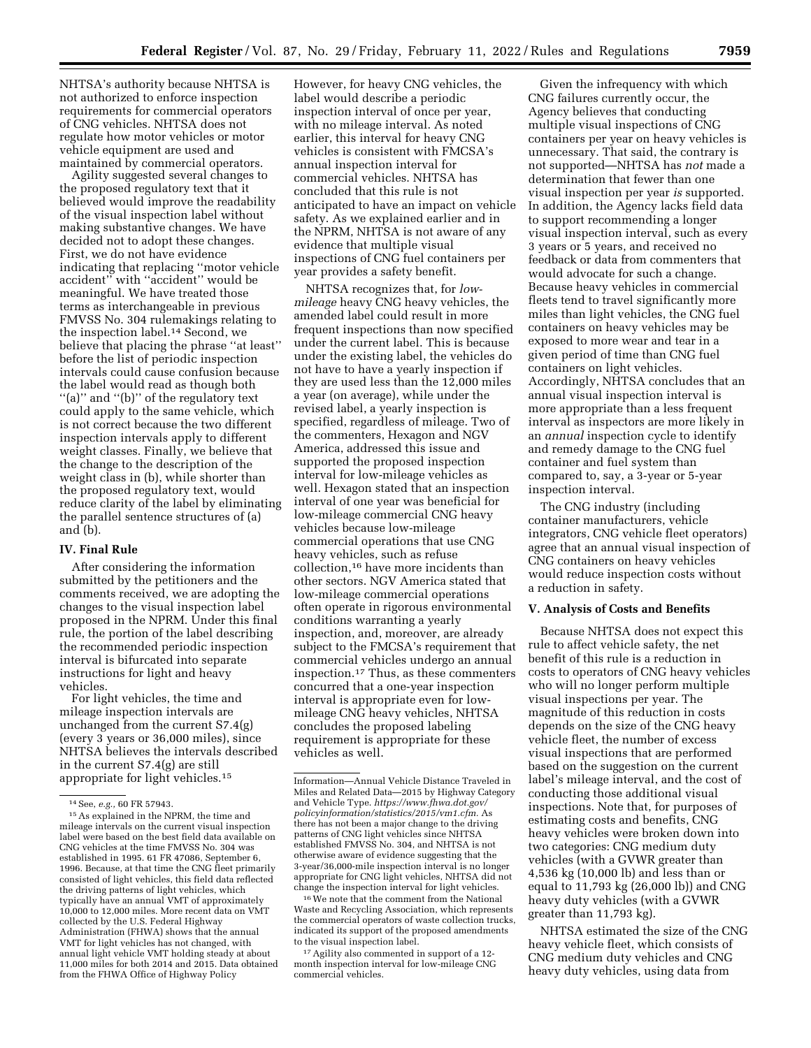NHTSA's authority because NHTSA is not authorized to enforce inspection requirements for commercial operators of CNG vehicles. NHTSA does not regulate how motor vehicles or motor vehicle equipment are used and maintained by commercial operators.

Agility suggested several changes to the proposed regulatory text that it believed would improve the readability of the visual inspection label without making substantive changes. We have decided not to adopt these changes. First, we do not have evidence indicating that replacing ''motor vehicle accident'' with ''accident'' would be meaningful. We have treated those terms as interchangeable in previous FMVSS No. 304 rulemakings relating to the inspection label.[14] Second, we believe that placing the phrase ''at least'' before the list of periodic inspection intervals could cause confusion because the label would read as though both ''(a)'' and ''(b)'' of the regulatory text could apply to the same vehicle, which is not correct because the two different inspection intervals apply to different weight classes. Finally, we believe that the change to the description of the weight class in (b), while shorter than the proposed regulatory text, would reduce clarity of the label by eliminating the parallel sentence structures of (a) and (b).

## IV. Final Rule

After considering the information submitted by the petitioners and the comments received, we are adopting the changes to the visual inspection label proposed in the NPRM. Under this final rule, the portion of the label describing the recommended periodic inspection interval is bifurcated into separate instructions for light and heavy vehicles.

For light vehicles, the time and mileage inspection intervals are unchanged from the current S7.4(g) (every 3 years or 36,000 miles), since NHTSA believes the intervals described in the current S7.4(g) are still appropriate for light vehicles.[15]

However, for heavy CNG vehicles, the label would describe a periodic inspection interval of once per year, with no mileage interval. As noted earlier, this interval for heavy CNG vehicles is consistent with FMCSA's annual inspection interval for commercial vehicles. NHTSA has concluded that this rule is not anticipated to have an impact on vehicle safety. As we explained earlier and in the NPRM, NHTSA is not aware of any evidence that multiple visual inspections of CNG fuel containers per year provides a safety benefit.

NHTSA recognizes that, for *low-mileage* heavy CNG heavy vehicles, the amended label could result in more frequent inspections than now specified under the current label. This is because under the existing label, the vehicles do not have to have a yearly inspection if they are used less than the 12,000 miles a year (on average), while under the revised label, a yearly inspection is specified, regardless of mileage. Two of the commenters, Hexagon and NGV America, addressed this issue and supported the proposed inspection interval for low-mileage vehicles as well. Hexagon stated that an inspection interval of one year was beneficial for low-mileage commercial CNG heavy vehicles because low-mileage commercial operations that use CNG heavy vehicles, such as refuse collection,[16] have more incidents than other sectors. NGV America stated that low-mileage commercial operations often operate in rigorous environmental conditions warranting a yearly inspection, and, moreover, are already subject to the FMCSA's requirement that commercial vehicles undergo an annual inspection.[17] Thus, as these commenters concurred that a one-year inspection interval is appropriate even for low-mileage CNG heavy vehicles, NHTSA concludes the proposed labeling requirement is appropriate for these vehicles as well.

Given the infrequency with which CNG failures currently occur, the Agency believes that conducting multiple visual inspections of CNG containers per year on heavy vehicles is unnecessary. That said, the contrary is not supported—NHTSA has *not* made a determination that fewer than one visual inspection per year *is* supported. In addition, the Agency lacks field data to support recommending a longer visual inspection interval, such as every 3 years or 5 years, and received no feedback or data from commenters that would advocate for such a change. Because heavy vehicles in commercial fleets tend to travel significantly more miles than light vehicles, the CNG fuel containers on heavy vehicles may be exposed to more wear and tear in a given period of time than CNG fuel containers on light vehicles. Accordingly, NHTSA concludes that an annual visual inspection interval is more appropriate than a less frequent interval as inspectors are more likely in an *annual* inspection cycle to identify and remedy damage to the CNG fuel container and fuel system than compared to, say, a 3-year or 5-year inspection interval.

The CNG industry (including container manufacturers, vehicle integrators, CNG vehicle fleet operators) agree that an annual visual inspection of CNG containers on heavy vehicles would reduce inspection costs without a reduction in safety.

## V. Analysis of Costs and Benefits

Because NHTSA does not expect this rule to affect vehicle safety, the net benefit of this rule is a reduction in costs to operators of CNG heavy vehicles who will no longer perform multiple visual inspections per year. The magnitude of this reduction in costs depends on the size of the CNG heavy vehicle fleet, the number of excess visual inspections that are performed based on the suggestion on the current label's mileage interval, and the cost of conducting those additional visual inspections. Note that, for purposes of estimating costs and benefits, CNG heavy vehicles were broken down into two categories: CNG medium duty vehicles (with a GVWR greater than 4,536 kg (10,000 lb) and less than or equal to 11,793 kg (26,000 lb)) and CNG heavy duty vehicles (with a GVWR greater than 11,793 kg).

NHTSA estimated the size of the CNG heavy vehicle fleet, which consists of CNG medium duty vehicles and CNG heavy duty vehicles, using data from

---

[14] See, *e.g.*, 60 FR 57943.

[15] As explained in the NPRM, the time and mileage intervals on the current visual inspection label were based on the best field data available on CNG vehicles at the time FMVSS No. 304 was established in 1995. 61 FR 47086, September 6, 1996. Because, at that time the CNG fleet primarily consisted of light vehicles, this field data reflected the driving patterns of light vehicles, which typically have an annual VMT of approximately 10,000 to 12,000 miles. More recent data on VMT collected by the U.S. Federal Highway Administration (FHWA) shows that the annual VMT for light vehicles has not changed, with annual light vehicle VMT holding steady at about 11,000 miles for both 2014 and 2015. Data obtained from the FHWA Office of Highway Policy Information—Annual Vehicle Distance Traveled in Miles and Related Data—2015 by Highway Category and Vehicle Type. *https://www.fhwa.dot.gov/policyinformation/statistics/2015/vm1.cfm.* As there has not been a major change to the driving patterns of CNG light vehicles since NHTSA established FMVSS No. 304, and NHTSA is not otherwise aware of evidence suggesting that the 3-year/36,000-mile inspection interval is no longer appropriate for CNG light vehicles, NHTSA did not change the inspection interval for light vehicles.

[16] We note that the comment from the National Waste and Recycling Association, which represents the commercial operators of waste collection trucks, indicated its support of the proposed amendments to the visual inspection label.

[17] Agility also commented in support of a 12-month inspection interval for low-mileage CNG commercial vehicles.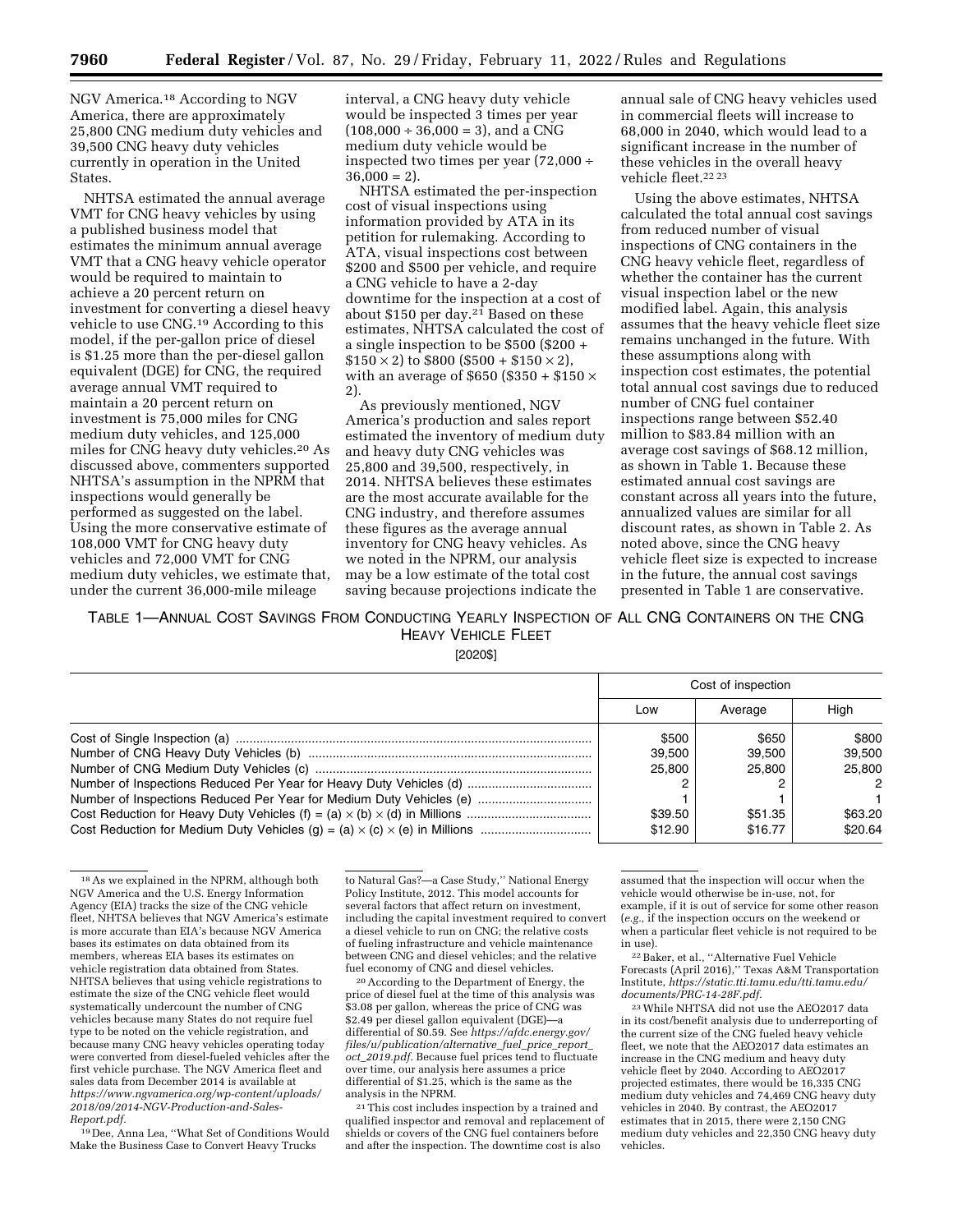NGV America.[18] According to NGV America, there are approximately 25,800 CNG medium duty vehicles and 39,500 CNG heavy duty vehicles currently in operation in the United States.

NHTSA estimated the annual average VMT for CNG heavy vehicles by using a published business model that estimates the minimum annual average VMT that a CNG heavy vehicle operator would be required to maintain to achieve a 20 percent return on investment for converting a diesel heavy vehicle to use CNG.[19] According to this model, if the per-gallon price of diesel is $1.25 more than the per-diesel gallon equivalent (DGE) for CNG, the required average annual VMT required to maintain a 20 percent return on investment is 75,000 miles for CNG medium duty vehicles, and 125,000 miles for CNG heavy duty vehicles.[20] As discussed above, commenters supported NHTSA's assumption in the NPRM that inspections would generally be performed as suggested on the label. Using the more conservative estimate of 108,000 VMT for CNG heavy duty vehicles and 72,000 VMT for CNG medium duty vehicles, we estimate that, under the current 36,000-mile mileage interval, a CNG heavy duty vehicle would be inspected 3 times per year (108,000 ÷ 36,000 = 3), and a CNG medium duty vehicle would be inspected two times per year (72,000 ÷ 36,000 = 2).

NHTSA estimated the per-inspection cost of visual inspections using information provided by ATA in its petition for rulemaking. According to ATA, visual inspections cost between $200 and $500 per vehicle, and require a CNG vehicle to have a 2-day downtime for the inspection at a cost of about $150 per day.[21] Based on these estimates, NHTSA calculated the cost of a single inspection to be $500 ($200 + $150 × 2) to $800 ($500 + $150 × 2), with an average of $650 ($350 + $150 × 2).

As previously mentioned, NGV America's production and sales report estimated the inventory of medium duty and heavy duty CNG vehicles was 25,800 and 39,500, respectively, in 2014. NHTSA believes these estimates are the most accurate available for the CNG industry, and therefore assumes these figures as the average annual inventory for CNG heavy vehicles. As we noted in the NPRM, our analysis may be a low estimate of the total cost saving because projections indicate the annual sale of CNG heavy vehicles used in commercial fleets will increase to 68,000 in 2040, which would lead to a significant increase in the number of these vehicles in the overall heavy vehicle fleet.[22,23]

Using the above estimates, NHTSA calculated the total annual cost savings from reduced number of visual inspections of CNG containers in the CNG heavy vehicle fleet, regardless of whether the container has the current visual inspection label or the new modified label. Again, this analysis assumes that the heavy vehicle fleet size remains unchanged in the future. With these assumptions along with inspection cost estimates, the potential total annual cost savings due to reduced number of CNG fuel container inspections range between $52.40 million to $83.84 million with an average cost savings of $68.12 million, as shown in Table 1. Because these estimated annual cost savings are constant across all years into the future, annualized values are similar for all discount rates, as shown in Table 2. As noted above, since the CNG heavy vehicle fleet size is expected to increase in the future, the annual cost savings presented in Table 1 are conservative.

TABLE 1—ANNUAL COST SAVINGS FROM CONDUCTING YEARLY INSPECTION OF ALL CNG CONTAINERS ON THE CNG HEAVY VEHICLE FLEET

[2020$]

| | Cost of inspection | | |
|---|---|---|---|
| | Low | Average | High |
| Cost of Single Inspection (a) | $500 | $650 | $800 |
| Number of CNG Heavy Duty Vehicles (b) | 39,500 | 39,500 | 39,500 |
| Number of CNG Medium Duty Vehicles (c) | 25,800 | 25,800 | 25,800 |
| Number of Inspections Reduced Per Year for Heavy Duty Vehicles (d) | 2 | 2 | 2 |
| Number of Inspections Reduced Per Year for Medium Duty Vehicles (e) | 1 | 1 | 1 |
| Cost Reduction for Heavy Duty Vehicles (f) = (a) × (b) × (d) in Millions | $39.50 | $51.35 | $63.20 |
| Cost Reduction for Medium Duty Vehicles (g) = (a) × (c) × (e) in Millions | $12.90 | $16.77 | $20.64 |

---

[18] As we explained in the NPRM, although both NGV America and the U.S. Energy Information Agency (EIA) tracks the size of the CNG vehicle fleet, NHTSA believes that NGV America's estimate is more accurate than EIA's because NGV America bases its estimates on data obtained from its members, whereas EIA bases its estimates on vehicle registration data obtained from States. NHTSA believes that using vehicle registrations to estimate the size of the CNG vehicle fleet would systematically undercount the number of CNG vehicles because many States do not require fuel type to be noted on the vehicle registration, and because many CNG heavy vehicles operating today were converted from diesel-fueled vehicles after the first vehicle purchase. The NGV America fleet and sales data from December 2014 is available at *https://www.ngvamerica.org/wp-content/uploads/2018/09/2014-NGV-Production-and-Sales-Report.pdf.*

[19] Dee, Anna Lea, ''What Set of Conditions Would Make the Business Case to Convert Heavy Trucks to Natural Gas?—a Case Study,'' National Energy Policy Institute, 2012. This model accounts for several factors that affect return on investment, including the capital investment required to convert a diesel vehicle to run on CNG; the relative costs of fueling infrastructure and vehicle maintenance between CNG and diesel vehicles; and the relative fuel economy of CNG and diesel vehicles.

[20] According to the Department of Energy, the price of diesel fuel at the time of this analysis was $3.08 per gallon, whereas the price of CNG was $2.49 per diesel gallon equivalent (DGE)—a differential of $0.59. See *https://afdc.energy.gov/files/u/publication/alternative_fuel_price_report_oct_2019.pdf.* Because fuel prices tend to fluctuate over time, our analysis here assumes a price differential of $1.25, which is the same as the analysis in the NPRM.

[21] This cost includes inspection by a trained and qualified inspector and removal and replacement of shields or covers of the CNG fuel containers before and after the inspection. The downtime cost is also assumed that the inspection will occur when the vehicle would otherwise be in-use, not, for example, if it is out of service for some other reason (*e.g.,* if the inspection occurs on the weekend or when a particular fleet vehicle is not required to be in use).

[22] Baker, et al., ''Alternative Fuel Vehicle Forecasts (April 2016),'' Texas A&M Transportation Institute, *https://static.tti.tamu.edu/tti.tamu.edu/documents/PRC-14-28F.pdf.*

[23] While NHTSA did not use the AEO2017 data in its cost/benefit analysis due to underreporting of the current size of the CNG fueled heavy vehicle fleet, we note that the AEO2017 data estimates an increase in the CNG medium and heavy duty vehicle fleet by 2040. According to AEO2017 projected estimates, there would be 16,335 CNG medium duty vehicles and 74,469 CNG heavy duty vehicles in 2040. By contrast, the AEO2017 estimates that in 2015, there were 2,150 CNG medium duty vehicles and 22,350 CNG heavy duty vehicles.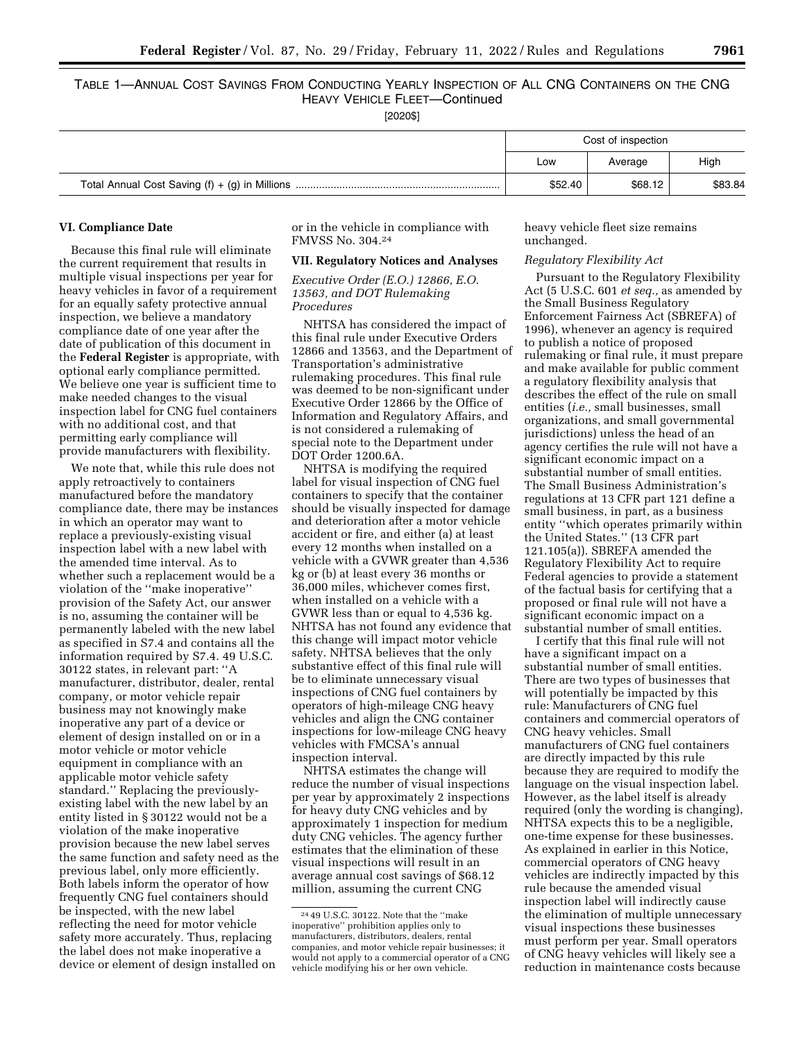TABLE 1—ANNUAL COST SAVINGS FROM CONDUCTING YEARLY INSPECTION OF ALL CNG CONTAINERS ON THE CNG HEAVY VEHICLE FLEET—Continued

[2020$]

| | Cost of inspection | | |
|---|---|---|---|
| | Low | Average | High |
| Total Annual Cost Saving (f) + (g) in Millions | $52.40 | $68.12 | $83.84 |

## VI. Compliance Date

Because this final rule will eliminate the current requirement that results in multiple visual inspections per year for heavy vehicles in favor of a requirement for an equally safety protective annual inspection, we believe a mandatory compliance date of one year after the date of publication of this document in the **Federal Register** is appropriate, with optional early compliance permitted. We believe one year is sufficient time to make needed changes to the visual inspection label for CNG fuel containers with no additional cost, and that permitting early compliance will provide manufacturers with flexibility.

We note that, while this rule does not apply retroactively to containers manufactured before the mandatory compliance date, there may be instances in which an operator may want to replace a previously-existing visual inspection label with a new label with the amended time interval. As to whether such a replacement would be a violation of the "make inoperative" provision of the Safety Act, our answer is no, assuming the container will be permanently labeled with the new label as specified in S7.4 and contains all the information required by S7.4. 49 U.S.C. 30122 states, in relevant part: "A manufacturer, distributor, dealer, rental company, or motor vehicle repair business may not knowingly make inoperative any part of a device or element of design installed on or in a motor vehicle or motor vehicle equipment in compliance with an applicable motor vehicle safety standard." Replacing the previously-existing label with the new label by an entity listed in § 30122 would not be a violation of the make inoperative provision because the new label serves the same function and safety need as the previous label, only more efficiently. Both labels inform the operator of how frequently CNG fuel containers should be inspected, with the new label reflecting the need for motor vehicle safety more accurately. Thus, replacing the label does not make inoperative a device or element of design installed on or in the vehicle in compliance with FMVSS No. 304.[24]

## VII. Regulatory Notices and Analyses

### *Executive Order (E.O.) 12866, E.O. 13563, and DOT Rulemaking Procedures*

NHTSA has considered the impact of this final rule under Executive Orders 12866 and 13563, and the Department of Transportation's administrative rulemaking procedures. This final rule was deemed to be non-significant under Executive Order 12866 by the Office of Information and Regulatory Affairs, and is not considered a rulemaking of special note to the Department under DOT Order 1200.6A.

NHTSA is modifying the required label for visual inspection of CNG fuel containers to specify that the container should be visually inspected for damage and deterioration after a motor vehicle accident or fire, and either (a) at least every 12 months when installed on a vehicle with a GVWR greater than 4,536 kg or (b) at least every 36 months or 36,000 miles, whichever comes first, when installed on a vehicle with a GVWR less than or equal to 4,536 kg. NHTSA has not found any evidence that this change will impact motor vehicle safety. NHTSA believes that the only substantive effect of this final rule will be to eliminate unnecessary visual inspections of CNG fuel containers by operators of high-mileage CNG heavy vehicles and align the CNG container inspections for low-mileage CNG heavy vehicles with FMCSA's annual inspection interval.

NHTSA estimates the change will reduce the number of visual inspections per year by approximately 2 inspections for heavy duty CNG vehicles and by approximately 1 inspection for medium duty CNG vehicles. The agency further estimates that the elimination of these visual inspections will result in an average annual cost savings of $68.12 million, assuming the current CNG heavy vehicle fleet size remains unchanged.

### *Regulatory Flexibility Act*

Pursuant to the Regulatory Flexibility Act (5 U.S.C. 601 *et seq.,* as amended by the Small Business Regulatory Enforcement Fairness Act (SBREFA) of 1996), whenever an agency is required to publish a notice of proposed rulemaking or final rule, it must prepare and make available for public comment a regulatory flexibility analysis that describes the effect of the rule on small entities (*i.e.,* small businesses, small organizations, and small governmental jurisdictions) unless the head of an agency certifies the rule will not have a significant economic impact on a substantial number of small entities. The Small Business Administration's regulations at 13 CFR part 121 define a small business, in part, as a business entity "which operates primarily within the United States." (13 CFR part 121.105(a)). SBREFA amended the Regulatory Flexibility Act to require Federal agencies to provide a statement of the factual basis for certifying that a proposed or final rule will not have a significant economic impact on a substantial number of small entities.

I certify that this final rule will not have a significant impact on a substantial number of small entities. There are two types of businesses that will potentially be impacted by this rule: Manufacturers of CNG fuel containers and commercial operators of CNG heavy vehicles. Small manufacturers of CNG fuel containers are directly impacted by this rule because they are required to modify the language on the visual inspection label. However, as the label itself is already required (only the wording is changing), NHTSA expects this to be a negligible, one-time expense for these businesses. As explained in earlier in this Notice, commercial operators of CNG heavy vehicles are indirectly impacted by this rule because the amended visual inspection label will indirectly cause the elimination of multiple unnecessary visual inspections these businesses must perform per year. Small operators of CNG heavy vehicles will likely see a reduction in maintenance costs because

[24] 49 U.S.C. 30122. Note that the "make inoperative" prohibition applies only to manufacturers, distributors, dealers, rental companies, and motor vehicle repair businesses; it would not apply to a commercial operator of a CNG vehicle modifying his or her own vehicle.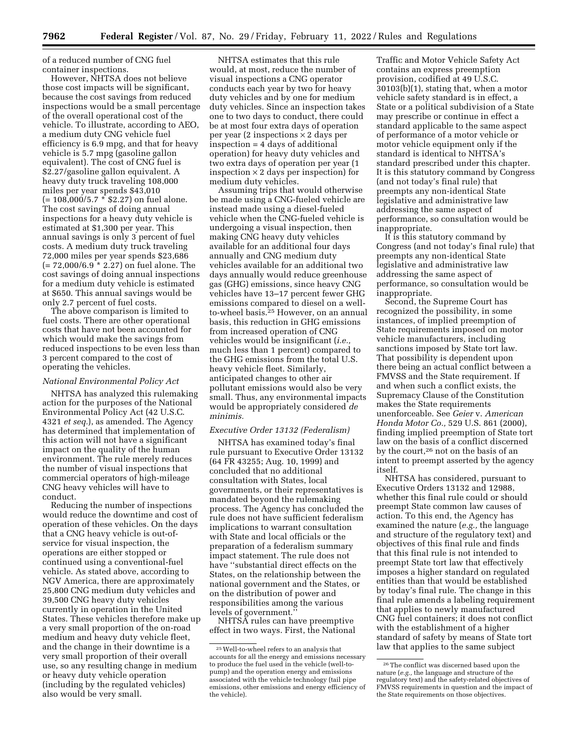of a reduced number of CNG fuel container inspections.

However, NHTSA does not believe those cost impacts will be significant, because the cost savings from reduced inspections would be a small percentage of the overall operational cost of the vehicle. To illustrate, according to AEO, a medium duty CNG vehicle fuel efficiency is 6.9 mpg, and that for heavy vehicle is 5.7 mpg (gasoline gallon equivalent). The cost of CNG fuel is $2.27/gasoline gallon equivalent. A heavy duty truck traveling 108,000 miles per year spends $43,010 (= 108,000/5.7 * $2.27) on fuel alone. The cost savings of doing annual inspections for a heavy duty vehicle is estimated at $1,300 per year. This annual savings is only 3 percent of fuel costs. A medium duty truck traveling 72,000 miles per year spends $23,686 (= 72,000/6.9 * 2.27) on fuel alone. The cost savings of doing annual inspections for a medium duty vehicle is estimated at $650. This annual savings would be only 2.7 percent of fuel costs.

The above comparison is limited to fuel costs. There are other operational costs that have not been accounted for which would make the savings from reduced inspections to be even less than 3 percent compared to the cost of operating the vehicles.

### *National Environmental Policy Act*

NHTSA has analyzed this rulemaking action for the purposes of the National Environmental Policy Act (42 U.S.C. 4321 *et seq.*), as amended. The Agency has determined that implementation of this action will not have a significant impact on the quality of the human environment. The rule merely reduces the number of visual inspections that commercial operators of high-mileage CNG heavy vehicles will have to conduct.

Reducing the number of inspections would reduce the downtime and cost of operation of these vehicles. On the days that a CNG heavy vehicle is out-of-service for visual inspection, the operations are either stopped or continued using a conventional-fuel vehicle. As stated above, according to NGV America, there are approximately 25,800 CNG medium duty vehicles and 39,500 CNG heavy duty vehicles currently in operation in the United States. These vehicles therefore make up a very small proportion of the on-road medium and heavy duty vehicle fleet, and the change in their downtime is a very small proportion of their overall use, so any resulting change in medium or heavy duty vehicle operation (including by the regulated vehicles) also would be very small.

NHTSA estimates that this rule would, at most, reduce the number of visual inspections a CNG operator conducts each year by two for heavy duty vehicles and by one for medium duty vehicles. Since an inspection takes one to two days to conduct, there could be at most four extra days of operation per year (2 inspections × 2 days per inspection = 4 days of additional operation) for heavy duty vehicles and two extra days of operation per year (1 inspection × 2 days per inspection) for medium duty vehicles.

Assuming trips that would otherwise be made using a CNG-fueled vehicle are instead made using a diesel-fueled vehicle when the CNG-fueled vehicle is undergoing a visual inspection, then making CNG heavy duty vehicles available for an additional four days annually and CNG medium duty vehicles available for an additional two days annually would reduce greenhouse gas (GHG) emissions, since heavy CNG vehicles have 13–17 percent fewer GHG emissions compared to diesel on a well-to-wheel basis.[25] However, on an annual basis, this reduction in GHG emissions from increased operation of CNG vehicles would be insignificant (*i.e.,* much less than 1 percent) compared to the GHG emissions from the total U.S. heavy vehicle fleet. Similarly, anticipated changes to other air pollutant emissions would also be very small. Thus, any environmental impacts would be appropriately considered *de minimis.*

### *Executive Order 13132 (Federalism)*

NHTSA has examined today's final rule pursuant to Executive Order 13132 (64 FR 43255; Aug. 10, 1999) and concluded that no additional consultation with States, local governments, or their representatives is mandated beyond the rulemaking process. The Agency has concluded the rule does not have sufficient federalism implications to warrant consultation with State and local officials or the preparation of a federalism summary impact statement. The rule does not have ''substantial direct effects on the States, on the relationship between the national government and the States, or on the distribution of power and responsibilities among the various levels of government.''

NHTSA rules can have preemptive effect in two ways. First, the National Traffic and Motor Vehicle Safety Act contains an express preemption provision, codified at 49 U.S.C. 30103(b)(1), stating that, when a motor vehicle safety standard is in effect, a State or a political subdivision of a State may prescribe or continue in effect a standard applicable to the same aspect of performance of a motor vehicle or motor vehicle equipment only if the standard is identical to NHTSA's standard prescribed under this chapter. It is this statutory command by Congress (and not today's final rule) that preempts any non-identical State legislative and administrative law addressing the same aspect of performance, so consultation would be inappropriate.

It is this statutory command by Congress (and not today's final rule) that preempts any non-identical State legislative and administrative law addressing the same aspect of performance, so consultation would be inappropriate.

Second, the Supreme Court has recognized the possibility, in some instances, of implied preemption of State requirements imposed on motor vehicle manufacturers, including sanctions imposed by State tort law. That possibility is dependent upon there being an actual conflict between a FMVSS and the State requirement. If and when such a conflict exists, the Supremacy Clause of the Constitution makes the State requirements unenforceable. See *Geier* v. *American Honda Motor Co.,* 529 U.S. 861 (2000), finding implied preemption of State tort law on the basis of a conflict discerned by the court,[26] not on the basis of an intent to preempt asserted by the agency itself.

NHTSA has considered, pursuant to Executive Orders 13132 and 12988, whether this final rule could or should preempt State common law causes of action. To this end, the Agency has examined the nature (*e.g.,* the language and structure of the regulatory text) and objectives of this final rule and finds that this final rule is not intended to preempt State tort law that effectively imposes a higher standard on regulated entities than that would be established by today's final rule. The change in this final rule amends a labeling requirement that applies to newly manufactured CNG fuel containers; it does not conflict with the establishment of a higher standard of safety by means of State tort law that applies to the same subject

[25] Well-to-wheel refers to an analysis that accounts for all the energy and emissions necessary to produce the fuel used in the vehicle (well-to-pump) and the operation energy and emissions associated with the vehicle technology (tail pipe emissions, other emissions and energy efficiency of the vehicle).

[26] The conflict was discerned based upon the nature (*e.g.,* the language and structure of the regulatory text) and the safety-related objectives of FMVSS requirements in question and the impact of the State requirements on those objectives.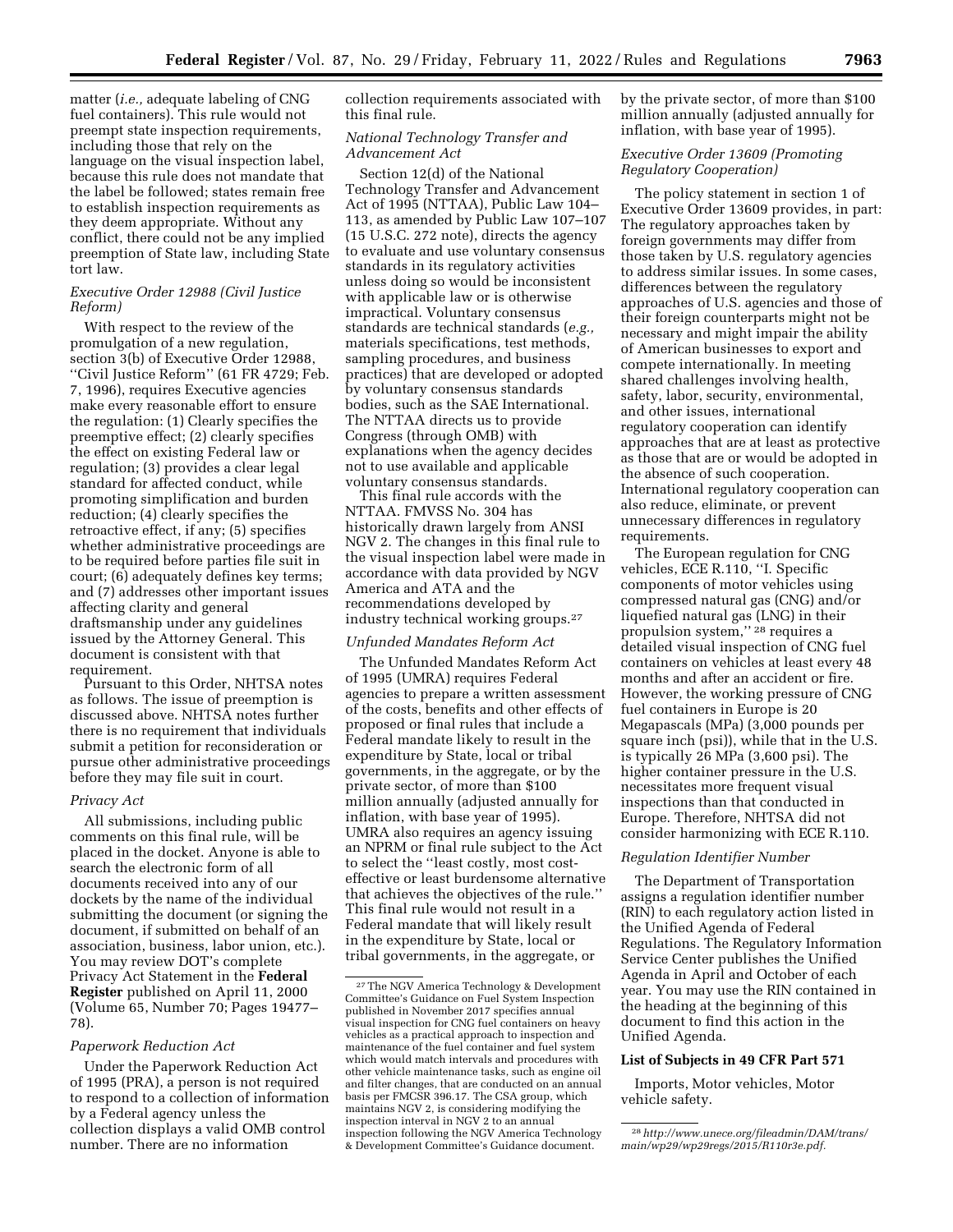matter (*i.e.,* adequate labeling of CNG fuel containers). This rule would not preempt state inspection requirements, including those that rely on the language on the visual inspection label, because this rule does not mandate that the label be followed; states remain free to establish inspection requirements as they deem appropriate. Without any conflict, there could not be any implied preemption of State law, including State tort law.

### *Executive Order 12988 (Civil Justice Reform)*

With respect to the review of the promulgation of a new regulation, section 3(b) of Executive Order 12988, ''Civil Justice Reform'' (61 FR 4729; Feb. 7, 1996), requires Executive agencies make every reasonable effort to ensure the regulation: (1) Clearly specifies the preemptive effect; (2) clearly specifies the effect on existing Federal law or regulation; (3) provides a clear legal standard for affected conduct, while promoting simplification and burden reduction; (4) clearly specifies the retroactive effect, if any; (5) specifies whether administrative proceedings are to be required before parties file suit in court; (6) adequately defines key terms; and (7) addresses other important issues affecting clarity and general draftsmanship under any guidelines issued by the Attorney General. This document is consistent with that requirement.

Pursuant to this Order, NHTSA notes as follows. The issue of preemption is discussed above. NHTSA notes further there is no requirement that individuals submit a petition for reconsideration or pursue other administrative proceedings before they may file suit in court.

### *Privacy Act*

All submissions, including public comments on this final rule, will be placed in the docket. Anyone is able to search the electronic form of all documents received into any of our dockets by the name of the individual submitting the document (or signing the document, if submitted on behalf of an association, business, labor union, etc.). You may review DOT's complete Privacy Act Statement in the **Federal Register** published on April 11, 2000 (Volume 65, Number 70; Pages 19477–78).

### *Paperwork Reduction Act*

Under the Paperwork Reduction Act of 1995 (PRA), a person is not required to respond to a collection of information by a Federal agency unless the collection displays a valid OMB control number. There are no information collection requirements associated with this final rule.

### *National Technology Transfer and Advancement Act*

Section 12(d) of the National Technology Transfer and Advancement Act of 1995 (NTTAA), Public Law 104–113, as amended by Public Law 107–107 (15 U.S.C. 272 note), directs the agency to evaluate and use voluntary consensus standards in its regulatory activities unless doing so would be inconsistent with applicable law or is otherwise impractical. Voluntary consensus standards are technical standards (*e.g.,* materials specifications, test methods, sampling procedures, and business practices) that are developed or adopted by voluntary consensus standards bodies, such as the SAE International. The NTTAA directs us to provide Congress (through OMB) with explanations when the agency decides not to use available and applicable voluntary consensus standards.

This final rule accords with the NTTAA. FMVSS No. 304 has historically drawn largely from ANSI NGV 2. The changes in this final rule to the visual inspection label were made in accordance with data provided by NGV America and ATA and the recommendations developed by industry technical working groups.[27]

### *Unfunded Mandates Reform Act*

The Unfunded Mandates Reform Act of 1995 (UMRA) requires Federal agencies to prepare a written assessment of the costs, benefits and other effects of proposed or final rules that include a Federal mandate likely to result in the expenditure by State, local or tribal governments, in the aggregate, or by the private sector, of more than $100 million annually (adjusted annually for inflation, with base year of 1995). UMRA also requires an agency issuing an NPRM or final rule subject to the Act to select the ''least costly, most cost-effective or least burdensome alternative that achieves the objectives of the rule.'' This final rule would not result in a Federal mandate that will likely result in the expenditure by State, local or tribal governments, in the aggregate, or by the private sector, of more than $100 million annually (adjusted annually for inflation, with base year of 1995).

### *Executive Order 13609 (Promoting Regulatory Cooperation)*

The policy statement in section 1 of Executive Order 13609 provides, in part: The regulatory approaches taken by foreign governments may differ from those taken by U.S. regulatory agencies to address similar issues. In some cases, differences between the regulatory approaches of U.S. agencies and those of their foreign counterparts might not be necessary and might impair the ability of American businesses to export and compete internationally. In meeting shared challenges involving health, safety, labor, security, environmental, and other issues, international regulatory cooperation can identify approaches that are at least as protective as those that are or would be adopted in the absence of such cooperation. International regulatory cooperation can also reduce, eliminate, or prevent unnecessary differences in regulatory requirements.

The European regulation for CNG vehicles, ECE R.110, ''I. Specific components of motor vehicles using compressed natural gas (CNG) and/or liquefied natural gas (LNG) in their propulsion system,'' [28] requires a detailed visual inspection of CNG fuel containers on vehicles at least every 48 months and after an accident or fire. However, the working pressure of CNG fuel containers in Europe is 20 Megapascals (MPa) (3,000 pounds per square inch (psi)), while that in the U.S. is typically 26 MPa (3,600 psi). The higher container pressure in the U.S. necessitates more frequent visual inspections than that conducted in Europe. Therefore, NHTSA did not consider harmonizing with ECE R.110.

### *Regulation Identifier Number*

The Department of Transportation assigns a regulation identifier number (RIN) to each regulatory action listed in the Unified Agenda of Federal Regulations. The Regulatory Information Service Center publishes the Unified Agenda in April and October of each year. You may use the RIN contained in the heading at the beginning of this document to find this action in the Unified Agenda.

### List of Subjects in 49 CFR Part 571

Imports, Motor vehicles, Motor vehicle safety.

---

[27] The NGV America Technology & Development Committee's Guidance on Fuel System Inspection published in November 2017 specifies annual visual inspection for CNG fuel containers on heavy vehicles as a practical approach to inspection and maintenance of the fuel container and fuel system which would match intervals and procedures with other vehicle maintenance tasks, such as engine oil and filter changes, that are conducted on an annual basis per FMCSR 396.17. The CSA group, which maintains NGV 2, is considering modifying the inspection interval in NGV 2 to an annual inspection following the NGV America Technology & Development Committee's Guidance document.

[28] *http://www.unece.org/fileadmin/DAM/trans/main/wp29/wp29regs/2015/R110r3e.pdf.*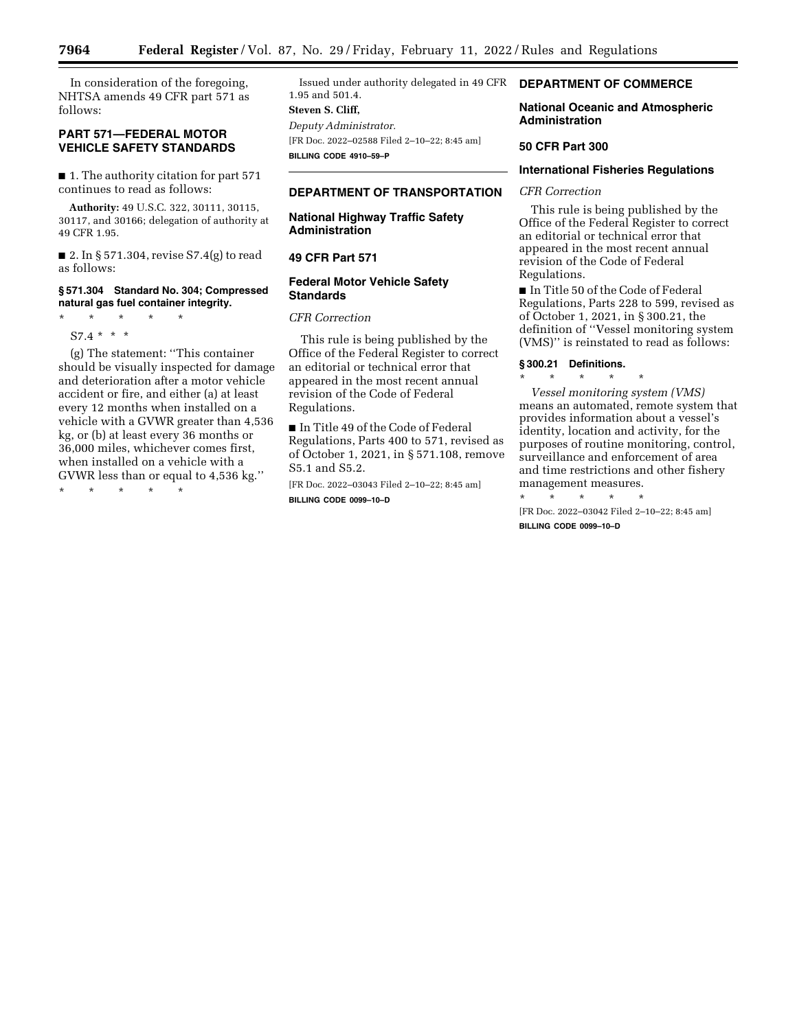In consideration of the foregoing, NHTSA amends 49 CFR part 571 as follows:

## PART 571—FEDERAL MOTOR VEHICLE SAFETY STANDARDS

■ 1. The authority citation for part 571 continues to read as follows:

**Authority:** 49 U.S.C. 322, 30111, 30115, 30117, and 30166; delegation of authority at 49 CFR 1.95.

■ 2. In § 571.304, revise S7.4(g) to read as follows:

### § 571.304 Standard No. 304; Compressed natural gas fuel container integrity.

\* \* \* \* \*

S7.4 \* \* \*

(g) The statement: ''This container should be visually inspected for damage and deterioration after a motor vehicle accident or fire, and either (a) at least every 12 months when installed on a vehicle with a GVWR greater than 4,536 kg, or (b) at least every 36 months or 36,000 miles, whichever comes first, when installed on a vehicle with a GVWR less than or equal to 4,536 kg.''

\* \* \* \* \*

Issued under authority delegated in 49 CFR 1.95 and 501.4.

**Steven S. Cliff,**

*Deputy Administrator.*

[FR Doc. 2022–02588 Filed 2–10–22; 8:45 am]

**BILLING CODE 4910–59–P**

---

## DEPARTMENT OF TRANSPORTATION

### National Highway Traffic Safety Administration

### 49 CFR Part 571

### Federal Motor Vehicle Safety Standards

*CFR Correction*

This rule is being published by the Office of the Federal Register to correct an editorial or technical error that appeared in the most recent annual revision of the Code of Federal Regulations.

■ In Title 49 of the Code of Federal Regulations, Parts 400 to 571, revised as of October 1, 2021, in § 571.108, remove S5.1 and S5.2.

[FR Doc. 2022–03043 Filed 2–10–22; 8:45 am]

**BILLING CODE 0099–10–D**

---

## DEPARTMENT OF COMMERCE

### National Oceanic and Atmospheric Administration

### 50 CFR Part 300

### International Fisheries Regulations

*CFR Correction*

This rule is being published by the Office of the Federal Register to correct an editorial or technical error that appeared in the most recent annual revision of the Code of Federal Regulations.

■ In Title 50 of the Code of Federal Regulations, Parts 228 to 599, revised as of October 1, 2021, in § 300.21, the definition of ''Vessel monitoring system (VMS)'' is reinstated to read as follows:

### § 300.21 Definitions.

\* \* \* \* \*

*Vessel monitoring system (VMS)* means an automated, remote system that provides information about a vessel's identity, location and activity, for the purposes of routine monitoring, control, surveillance and enforcement of area and time restrictions and other fishery management measures.

\* \* \* \* \*

[FR Doc. 2022–03042 Filed 2–10–22; 8:45 am]

**BILLING CODE 0099–10–D**